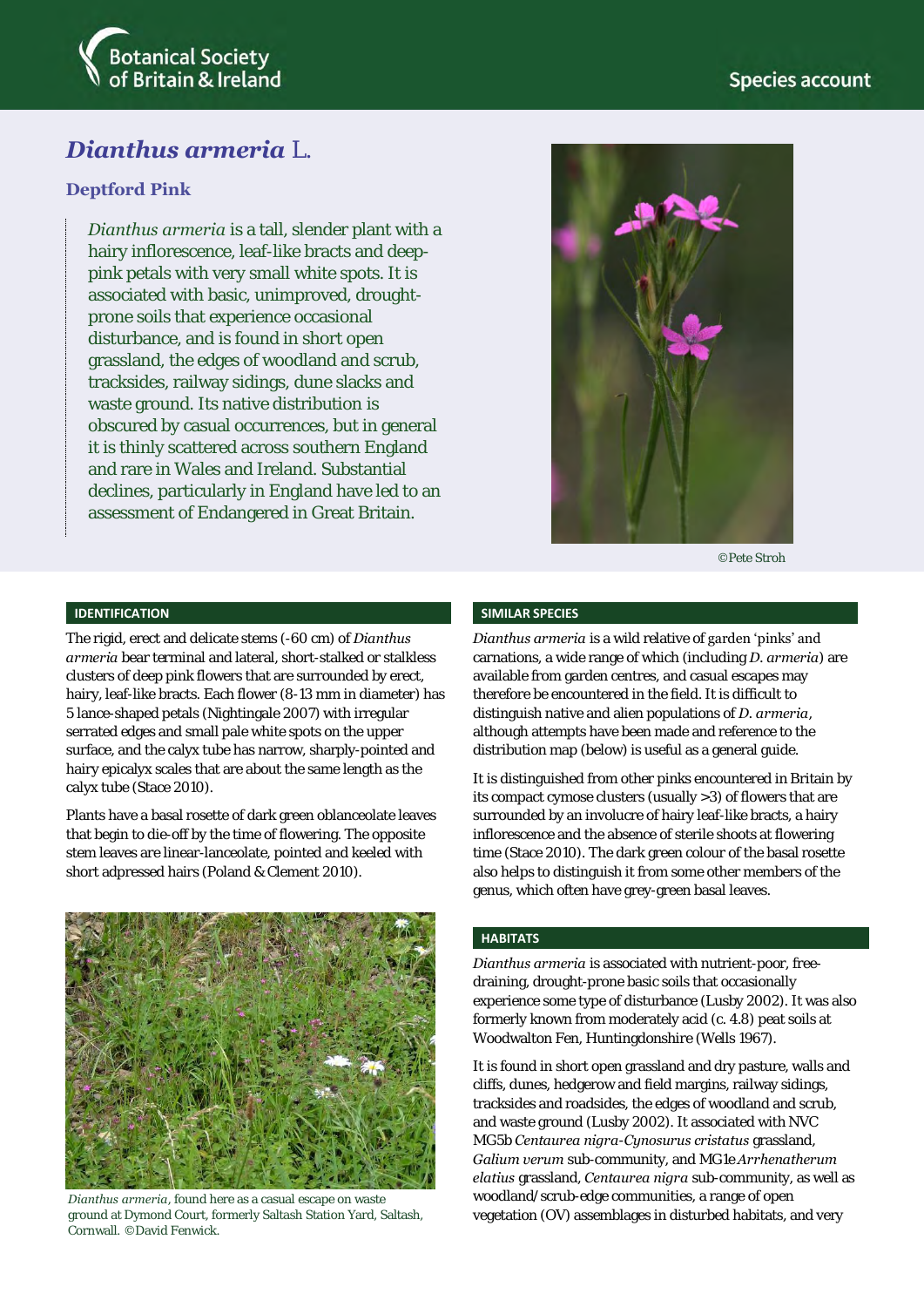Botanical Society of Britain & Ireland

Species account

# *Dianthus armeria* L.

## Deptford Pink

*Dianthus armeria* is a tall, slender plant with a hairy inflorescence, leaf-like bracts and deep-pink petals with very small white spots. It is associated with basic, unimproved, drought-prone soils that experience occasional disturbance, and is found in short open grassland, the edges of woodland and scrub, tracksides, railway sidings, dune slacks and waste ground. Its native distribution is obscured by casual occurrences, but in general it is thinly scattered across southern England and rare in Wales and Ireland. Substantial declines, particularly in England have led to an assessment of Endangered in Great Britain.

©Pete Stroh

### IDENTIFICATION

The rigid, erect and delicate stems (-60 cm) of *Dianthus armeria* bear terminal and lateral, short-stalked or stalkless clusters of deep pink flowers that are surrounded by erect, hairy, leaf-like bracts. Each flower (8-13 mm in diameter) has 5 lance-shaped petals (Nightingale 2007) with irregular serrated edges and small pale white spots on the upper surface, and the calyx tube has narrow, sharply-pointed and hairy epicalyx scales that are about the same length as the calyx tube (Stace 2010).

Plants have a basal rosette of dark green oblanceolate leaves that begin to die-off by the time of flowering. The opposite stem leaves are linear-lanceolate, pointed and keeled with short adpressed hairs (Poland & Clement 2010).

*Dianthus armeria*, found here as a casual escape on waste ground at Dymond Court, formerly Saltash Station Yard, Saltash, Cornwall. ©David Fenwick.

### SIMILAR SPECIES

*Dianthus armeria* is a wild relative of garden 'pinks' and carnations, a wide range of which (including *D. armeria*) are available from garden centres, and casual escapes may therefore be encountered in the field. It is difficult to distinguish native and alien populations of *D. armeria*, although attempts have been made and reference to the distribution map (below) is useful as a general guide.

It is distinguished from other pinks encountered in Britain by its compact cymose clusters (usually >3) of flowers that are surrounded by an involucre of hairy leaf-like bracts, a hairy inflorescence and the absence of sterile shoots at flowering time (Stace 2010). The dark green colour of the basal rosette also helps to distinguish it from some other members of the genus, which often have grey-green basal leaves.

### HABITATS

*Dianthus armeria* is associated with nutrient-poor, free-draining, drought-prone basic soils that occasionally experience some type of disturbance (Lusby 2002). It was also formerly known from moderately acid (c. 4.8) peat soils at Woodwalton Fen, Huntingdonshire (Wells 1967).

It is found in short open grassland and dry pasture, walls and cliffs, dunes, hedgerow and field margins, railway sidings, tracksides and roadsides, the edges of woodland and scrub, and waste ground (Lusby 2002). It associated with NVC MG5b *Centaurea nigra-Cynosurus cristatus* grassland, *Galium verum* sub-community, and MG1e *Arrhenatherum elatius* grassland, *Centaurea nigra* sub-community, as well as woodland/scrub-edge communities, a range of open vegetation (OV) assemblages in disturbed habitats, and very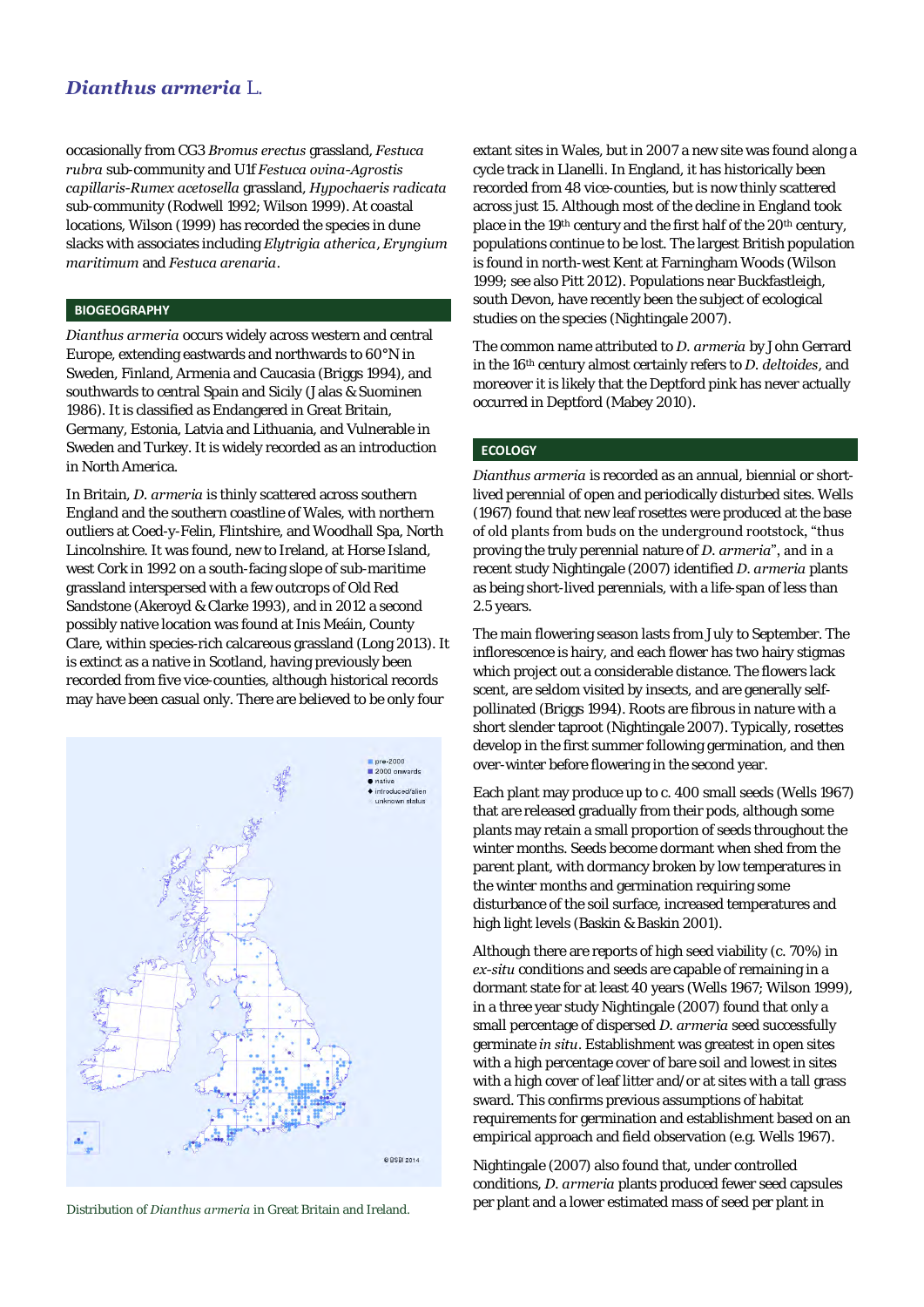occasionally from CG3 *Bromus erectus* grassland, *Festuca rubra* sub-community and U1f *Festuca ovina-Agrostis capillaris-Rumex acetosella* grassland, *Hypochaeris radicata* sub-community (Rodwell 1992; Wilson 1999). At coastal locations, Wilson (1999) has recorded the species in dune slacks with associates including *Elytrigia atherica*, *Eryngium maritimum* and *Festuca arenaria*.

## BIOGEOGRAPHY

*Dianthus armeria* occurs widely across western and central Europe, extending eastwards and northwards to 60°N in Sweden, Finland, Armenia and Caucasia (Briggs 1994), and southwards to central Spain and Sicily (Jalas & Suominen 1986). It is classified as Endangered in Great Britain, Germany, Estonia, Latvia and Lithuania, and Vulnerable in Sweden and Turkey. It is widely recorded as an introduction in North America.

In Britain, *D. armeria* is thinly scattered across southern England and the southern coastline of Wales, with northern outliers at Coed-y-Felin, Flintshire, and Woodhall Spa, North Lincolnshire. It was found, new to Ireland, at Horse Island, west Cork in 1992 on a south-facing slope of sub-maritime grassland interspersed with a few outcrops of Old Red Sandstone (Akeroyd & Clarke 1993), and in 2012 a second possibly native location was found at Inis Meáin, County Clare, within species-rich calcareous grassland (Long 2013). It is extinct as a native in Scotland, having previously been recorded from five vice-counties, although historical records may have been casual only. There are believed to be only four extant sites in Wales, but in 2007 a new site was found along a cycle track in Llanelli. In England, it has historically been recorded from 48 vice-counties, but is now thinly scattered across just 15. Although most of the decline in England took place in the 19th century and the first half of the 20th century, populations continue to be lost. The largest British population is found in north-west Kent at Farningham Woods (Wilson 1999; see also Pitt 2012). Populations near Buckfastleigh, south Devon, have recently been the subject of ecological studies on the species (Nightingale 2007).

Distribution of *Dianthus armeria* in Great Britain and Ireland.

The common name attributed to *D. armeria* by John Gerrard in the 16th century almost certainly refers to *D. deltoides*, and moreover it is likely that the Deptford pink has never actually occurred in Deptford (Mabey 2010).

## ECOLOGY

*Dianthus armeria* is recorded as an annual, biennial or short-lived perennial of open and periodically disturbed sites. Wells (1967) found that new leaf rosettes were produced at the base of old plants from buds on the underground rootstock, "thus proving the truly perennial nature of *D. armeria*", and in a recent study Nightingale (2007) identified *D. armeria* plants as being short-lived perennials, with a life-span of less than 2.5 years.

The main flowering season lasts from July to September. The inflorescence is hairy, and each flower has two hairy stigmas which project out a considerable distance. The flowers lack scent, are seldom visited by insects, and are generally self-pollinated (Briggs 1994). Roots are fibrous in nature with a short slender taproot (Nightingale 2007). Typically, rosettes develop in the first summer following germination, and then over-winter before flowering in the second year.

Each plant may produce up to c. 400 small seeds (Wells 1967) that are released gradually from their pods, although some plants may retain a small proportion of seeds throughout the winter months. Seeds become dormant when shed from the parent plant, with dormancy broken by low temperatures in the winter months and germination requiring some disturbance of the soil surface, increased temperatures and high light levels (Baskin & Baskin 2001).

Although there are reports of high seed viability (c. 70%) in *ex-situ* conditions and seeds are capable of remaining in a dormant state for at least 40 years (Wells 1967; Wilson 1999), in a three year study Nightingale (2007) found that only a small percentage of dispersed *D. armeria* seed successfully germinate *in situ*. Establishment was greatest in open sites with a high percentage cover of bare soil and lowest in sites with a high cover of leaf litter and/or at sites with a tall grass sward. This confirms previous assumptions of habitat requirements for germination and establishment based on an empirical approach and field observation (e.g. Wells 1967).

Nightingale (2007) also found that, under controlled conditions, *D. armeria* plants produced fewer seed capsules per plant and a lower estimated mass of seed per plant in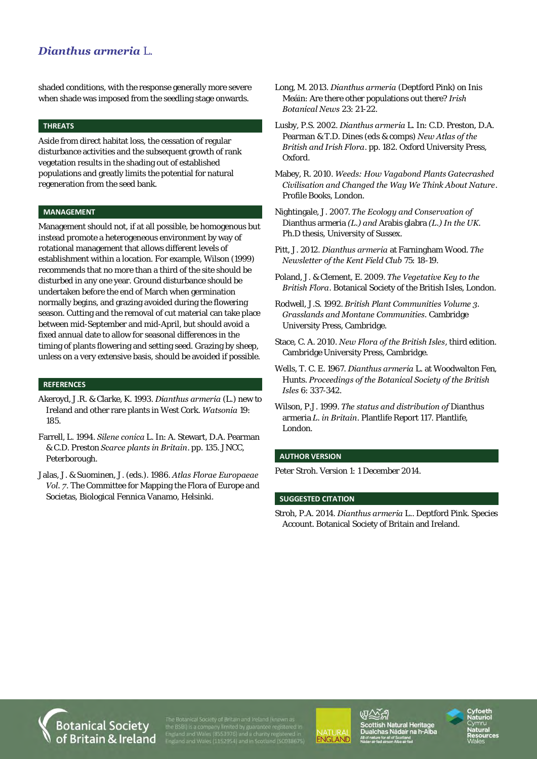shaded conditions, with the response generally more severe when shade was imposed from the seedling stage onwards.

## THREATS

Aside from direct habitat loss, the cessation of regular disturbance activities and the subsequent growth of rank vegetation results in the shading out of established populations and greatly limits the potential for natural regeneration from the seed bank.

## MANAGEMENT

Management should not, if at all possible, be homogenous but instead promote a heterogeneous environment by way of rotational management that allows different levels of establishment within a location. For example, Wilson (1999) recommends that no more than a third of the site should be disturbed in any one year. Ground disturbance should be undertaken before the end of March when germination normally begins, and grazing avoided during the flowering season. Cutting and the removal of cut material can take place between mid-September and mid-April, but should avoid a fixed annual date to allow for seasonal differences in the timing of plants flowering and setting seed. Grazing by sheep, unless on a very extensive basis, should be avoided if possible.

## REFERENCES

Akeroyd, J.R. & Clarke, K. 1993. *Dianthus armeria* (L.) new to Ireland and other rare plants in West Cork. *Watsonia* 19: 185.

Farrell, L. 1994. *Silene conica* L. In: A. Stewart, D.A. Pearman & C.D. Preston *Scarce plants in Britain*. pp. 135. JNCC, Peterborough.

Jalas, J. & Suominen, J. (eds.). 1986. *Atlas Florae Europaeae Vol. 7*. The Committee for Mapping the Flora of Europe and Societas, Biological Fennica Vanamo, Helsinki.

Long, M. 2013. *Dianthus armeria* (Deptford Pink) on Inis Meáin: Are there other populations out there? *Irish Botanical News* 23: 21-22.

Lusby, P.S. 2002. *Dianthus armeria* L. In: C.D. Preston, D.A. Pearman & T.D. Dines (eds & comps) *New Atlas of the British and Irish Flora*. pp. 182. Oxford University Press, Oxford.

Mabey, R. 2010. *Weeds: How Vagabond Plants Gatecrashed Civilisation and Changed the Way We Think About Nature*. Profile Books, London.

Nightingale, J. 2007. *The Ecology and Conservation of* Dianthus armeria *(L.) and* Arabis glabra *(L.) In the UK*. Ph.D thesis, University of Sussex.

Pitt, J. 2012. *Dianthus armeria* at Farningham Wood. *The Newsletter of the Kent Field Club* 75: 18-19.

Poland, J. & Clement, E. 2009. *The Vegetative Key to the British Flora*. Botanical Society of the British Isles, London.

Rodwell, J.S. 1992. *British Plant Communities Volume 3. Grasslands and Montane Communities*. Cambridge University Press, Cambridge.

Stace, C. A. 2010. *New Flora of the British Isles*, third edition. Cambridge University Press, Cambridge.

Wells, T. C. E. 1967. *Dianthus armeria* L. at Woodwalton Fen, Hunts. *Proceedings of the Botanical Society of the British Isles* 6: 337-342.

Wilson, P.J. 1999. *The status and distribution of* Dianthus armeria *L. in Britain*. Plantlife Report 117. Plantlife, London.

## AUTHOR VERSION

Peter Stroh. Version 1: 1 December 2014.

## SUGGESTED CITATION

Stroh, P.A. 2014. *Dianthus armeria* L.. Deptford Pink. Species Account. Botanical Society of Britain and Ireland.

Botanical Society of Britain & Ireland

The Botanical Society of Britain and Ireland (known as the BSBI) is a company limited by guarantee registered in England and Wales (8553976) and a charity registered in England and Wales (1152954) and in Scotland (SC038675)